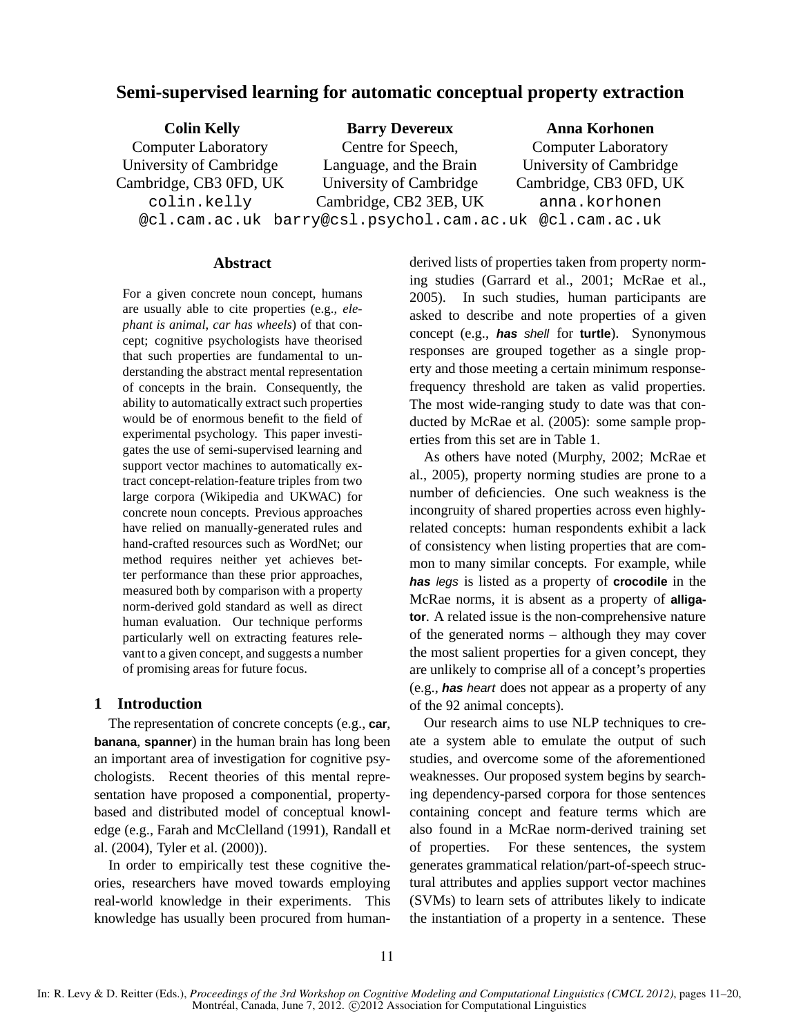# Semi-supervised learning for automatic conceptual property extraction

**Colin Kelly**
Computer Laboratory
University of Cambridge
Cambridge, CB3 0FD, UK
colin.kelly@cl.cam.ac.uk

**Barry Devereux**
Centre for Speech, Language, and the Brain
University of Cambridge
Cambridge, CB2 3EB, UK
barry@csl.psychol.cam.ac.uk

**Anna Korhonen**
Computer Laboratory
University of Cambridge
Cambridge, CB3 0FD, UK
anna.korhonen@cl.cam.ac.uk

## Abstract

For a given concrete noun concept, humans are usually able to cite properties (e.g., *elephant is animal*, *car has wheels*) of that concept; cognitive psychologists have theorised that such properties are fundamental to understanding the abstract mental representation of concepts in the brain. Consequently, the ability to automatically extract such properties would be of enormous benefit to the field of experimental psychology. This paper investigates the use of semi-supervised learning and support vector machines to automatically extract concept-relation-feature triples from two large corpora (Wikipedia and UKWAC) for concrete noun concepts. Previous approaches have relied on manually-generated rules and hand-crafted resources such as WordNet; our method requires neither yet achieves better performance than these prior approaches, measured both by comparison with a property norm-derived gold standard as well as direct human evaluation. Our technique performs particularly well on extracting features relevant to a given concept, and suggests a number of promising areas for future focus.

## 1 Introduction

The representation of concrete concepts (e.g., **car**, **banana**, **spanner**) in the human brain has long been an important area of investigation for cognitive psychologists. Recent theories of this mental representation have proposed a componential, property-based and distributed model of conceptual knowledge (e.g., Farah and McClelland (1991), Randall et al. (2004), Tyler et al. (2000)).

In order to empirically test these cognitive theories, researchers have moved towards employing real-world knowledge in their experiments. This knowledge has usually been procured from human-derived lists of properties taken from property norming studies (Garrard et al., 2001; McRae et al., 2005). In such studies, human participants are asked to describe and note properties of a given concept (e.g., ***has*** *shell* for **turtle**). Synonymous responses are grouped together as a single property and those meeting a certain minimum response-frequency threshold are taken as valid properties. The most wide-ranging study to date was that conducted by McRae et al. (2005): some sample properties from this set are in Table 1.

As others have noted (Murphy, 2002; McRae et al., 2005), property norming studies are prone to a number of deficiencies. One such weakness is the incongruity of shared properties across even highly-related concepts: human respondents exhibit a lack of consistency when listing properties that are common to many similar concepts. For example, while ***has*** *legs* is listed as a property of **crocodile** in the McRae norms, it is absent as a property of **alligator**. A related issue is the non-comprehensive nature of the generated norms – although they may cover the most salient properties for a given concept, they are unlikely to comprise all of a concept's properties (e.g., ***has*** *heart* does not appear as a property of any of the 92 animal concepts).

Our research aims to use NLP techniques to create a system able to emulate the output of such studies, and overcome some of the aforementioned weaknesses. Our proposed system begins by searching dependency-parsed corpora for those sentences containing concept and feature terms which are also found in a McRae norm-derived training set of properties. For these sentences, the system generates grammatical relation/part-of-speech structural attributes and applies support vector machines (SVMs) to learn sets of attributes likely to indicate the instantiation of a property in a sentence. These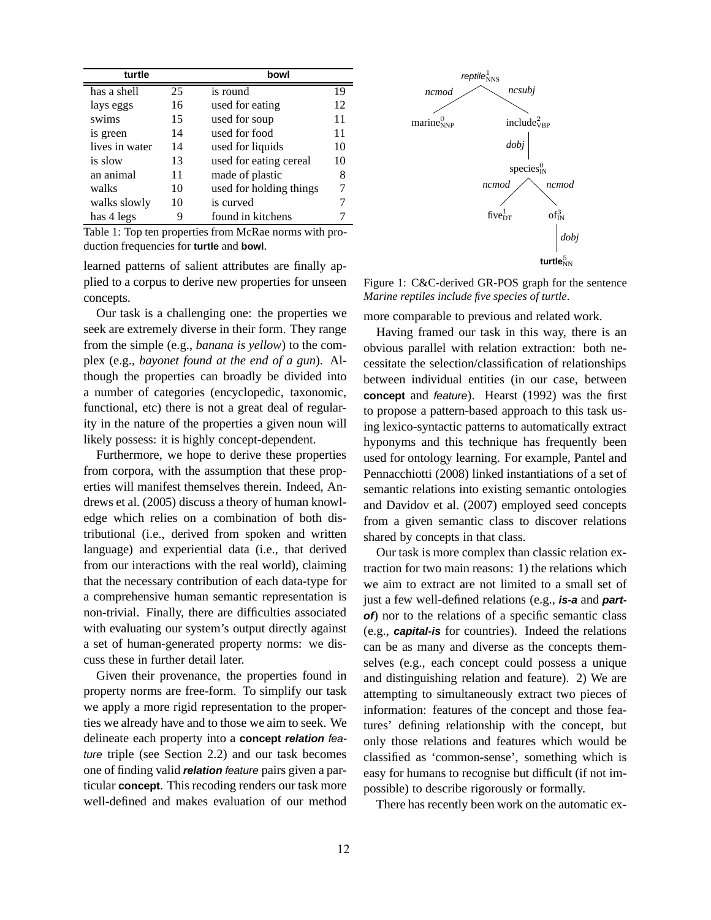| **turtle** | | **bowl** | |
|---|---|---|---|
| has a shell | 25 | is round | 19 |
| lays eggs | 16 | used for eating | 12 |
| swims | 15 | used for soup | 11 |
| is green | 14 | used for food | 11 |
| lives in water | 14 | used for liquids | 10 |
| is slow | 13 | used for eating cereal | 10 |
| an animal | 11 | made of plastic | 8 |
| walks | 10 | used for holding things | 7 |
| walks slowly | 10 | is curved | 7 |
| has 4 legs | 9 | found in kitchens | 7 |

Table 1: Top ten properties from McRae norms with production frequencies for **turtle** and **bowl**.

learned patterns of salient attributes are finally applied to a corpus to derive new properties for unseen concepts.

Our task is a challenging one: the properties we seek are extremely diverse in their form. They range from the simple (e.g., *banana is yellow*) to the complex (e.g., *bayonet found at the end of a gun*). Although the properties can broadly be divided into a number of categories (encyclopedic, taxonomic, functional, etc) there is not a great deal of regularity in the nature of the properties a given noun will likely possess: it is highly concept-dependent.

Furthermore, we hope to derive these properties from corpora, with the assumption that these properties will manifest themselves therein. Indeed, Andrews et al. (2005) discuss a theory of human knowledge which relies on a combination of both distributional (i.e., derived from spoken and written language) and experiential data (i.e., that derived from our interactions with the real world), claiming that the necessary contribution of each data-type for a comprehensive human semantic representation is non-trivial. Finally, there are difficulties associated with evaluating our system's output directly against a set of human-generated property norms: we discuss these in further detail later.

Given their provenance, the properties found in property norms are free-form. To simplify our task we apply a more rigid representation to the properties we already have and to those we aim to seek. We delineate each property into a **concept** ***relation*** *feature* triple (see Section 2.2) and our task becomes one of finding valid ***relation*** *feature* pairs given a particular **concept**. This recoding renders our task more well-defined and makes evaluation of our method more comparable to previous and related work.

Figure 1: C&C-derived GR-POS graph for the sentence *Marine reptiles include five species of turtle*.

Having framed our task in this way, there is an obvious parallel with relation extraction: both necessitate the selection/classification of relationships between individual entities (in our case, between **concept** and *feature*). Hearst (1992) was the first to propose a pattern-based approach to this task using lexico-syntactic patterns to automatically extract hyponyms and this technique has frequently been used for ontology learning. For example, Pantel and Pennacchiotti (2008) linked instantiations of a set of semantic relations into existing semantic ontologies and Davidov et al. (2007) employed seed concepts from a given semantic class to discover relations shared by concepts in that class.

Our task is more complex than classic relation extraction for two main reasons: 1) the relations which we aim to extract are not limited to a small set of just a few well-defined relations (e.g., ***is-a*** and ***part-of***) nor to the relations of a specific semantic class (e.g., ***capital-is*** for countries). Indeed the relations can be as many and diverse as the concepts themselves (e.g., each concept could possess a unique and distinguishing relation and feature). 2) We are attempting to simultaneously extract two pieces of information: features of the concept and those features' defining relationship with the concept, but only those relations and features which would be classified as 'common-sense', something which is easy for humans to recognise but difficult (if not impossible) to describe rigorously or formally.

There has recently been work on the automatic ex-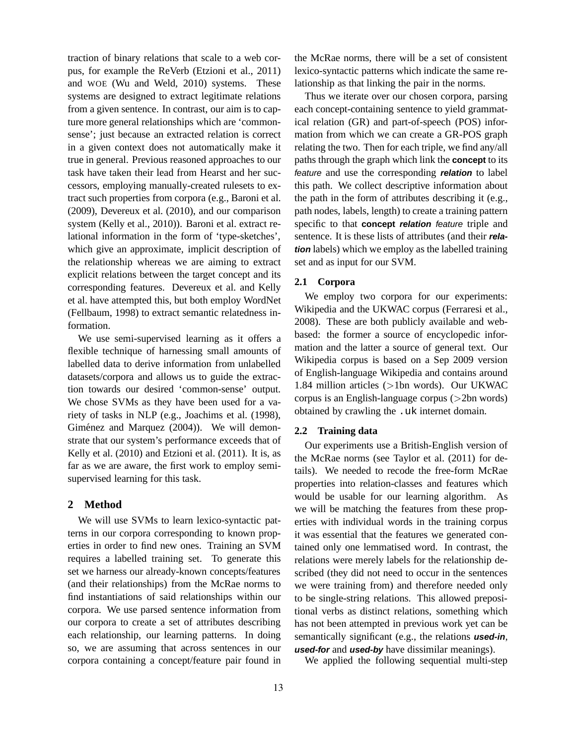traction of binary relations that scale to a web corpus, for example the ReVerb (Etzioni et al., 2011) and WOE (Wu and Weld, 2010) systems. These systems are designed to extract legitimate relations from a given sentence. In contrast, our aim is to capture more general relationships which are 'common-sense'; just because an extracted relation is correct in a given context does not automatically make it true in general. Previous reasoned approaches to our task have taken their lead from Hearst and her successors, employing manually-created rulesets to extract such properties from corpora (e.g., Baroni et al. (2009), Devereux et al. (2010), and our comparison system (Kelly et al., 2010)). Baroni et al. extract relational information in the form of 'type-sketches', which give an approximate, implicit description of the relationship whereas we are aiming to extract explicit relations between the target concept and its corresponding features. Devereux et al. and Kelly et al. have attempted this, but both employ WordNet (Fellbaum, 1998) to extract semantic relatedness information.

We use semi-supervised learning as it offers a flexible technique of harnessing small amounts of labelled data to derive information from unlabelled datasets/corpora and allows us to guide the extraction towards our desired 'common-sense' output. We chose SVMs as they have been used for a variety of tasks in NLP (e.g., Joachims et al. (1998), Giménez and Marquez (2004)). We will demonstrate that our system's performance exceeds that of Kelly et al. (2010) and Etzioni et al. (2011). It is, as far as we are aware, the first work to employ semi-supervised learning for this task.

## 2 Method

We will use SVMs to learn lexico-syntactic patterns in our corpora corresponding to known properties in order to find new ones. Training an SVM requires a labelled training set. To generate this set we harness our already-known concepts/features (and their relationships) from the McRae norms to find instantiations of said relationships within our corpora. We use parsed sentence information from our corpora to create a set of attributes describing each relationship, our learning patterns. In doing so, we are assuming that across sentences in our corpora containing a concept/feature pair found in the McRae norms, there will be a set of consistent lexico-syntactic patterns which indicate the same relationship as that linking the pair in the norms.

Thus we iterate over our chosen corpora, parsing each concept-containing sentence to yield grammatical relation (GR) and part-of-speech (POS) information from which we can create a GR-POS graph relating the two. Then for each triple, we find any/all paths through the graph which link the **concept** to its *feature* and use the corresponding ***relation*** to label this path. We collect descriptive information about the path in the form of attributes describing it (e.g., path nodes, labels, length) to create a training pattern specific to that **concept** ***relation*** *feature* triple and sentence. It is these lists of attributes (and their ***relation*** labels) which we employ as the labelled training set and as input for our SVM.

### 2.1 Corpora

We employ two corpora for our experiments: Wikipedia and the UKWAC corpus (Ferraresi et al., 2008). These are both publicly available and web-based: the former a source of encyclopedic information and the latter a source of general text. Our Wikipedia corpus is based on a Sep 2009 version of English-language Wikipedia and contains around 1.84 million articles (>1bn words). Our UKWAC corpus is an English-language corpus (>2bn words) obtained by crawling the `.uk` internet domain.

### 2.2 Training data

Our experiments use a British-English version of the McRae norms (see Taylor et al. (2011) for details). We needed to recode the free-form McRae properties into relation-classes and features which would be usable for our learning algorithm. As we will be matching the features from these properties with individual words in the training corpus it was essential that the features we generated contained only one lemmatised word. In contrast, the relations were merely labels for the relationship described (they did not need to occur in the sentences we were training from) and therefore needed only to be single-string relations. This allowed prepositional verbs as distinct relations, something which has not been attempted in previous work yet can be semantically significant (e.g., the relations ***used-in***, ***used-for*** and ***used-by*** have dissimilar meanings).

We applied the following sequential multi-step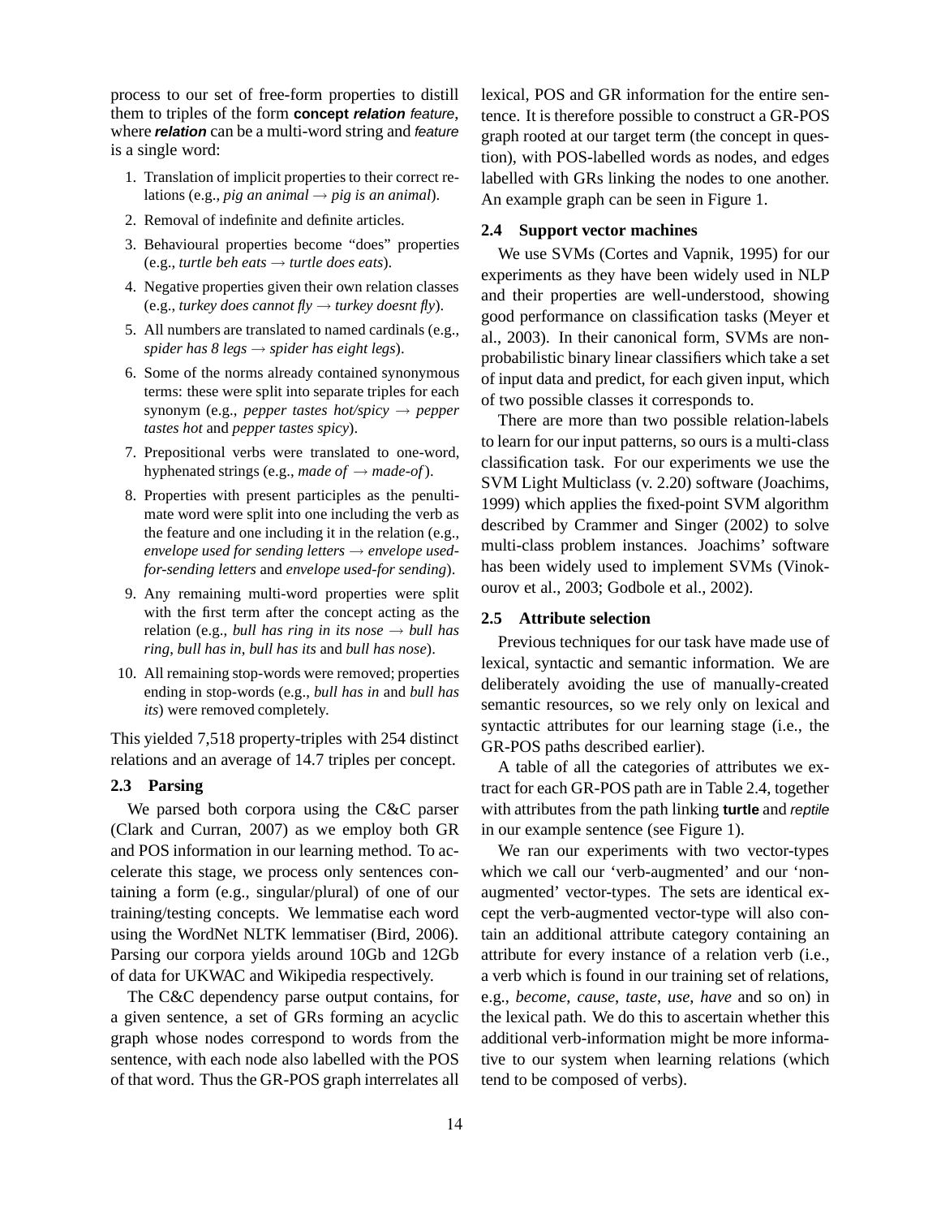process to our set of free-form properties to distill them to triples of the form **concept** ***relation*** *feature*, where ***relation*** can be a multi-word string and *feature* is a single word:

1. Translation of implicit properties to their correct relations (e.g., *pig an animal* → *pig is an animal*).
2. Removal of indefinite and definite articles.
3. Behavioural properties become "does" properties (e.g., *turtle beh eats* → *turtle does eats*).
4. Negative properties given their own relation classes (e.g., *turkey does cannot fly* → *turkey doesnt fly*).
5. All numbers are translated to named cardinals (e.g., *spider has 8 legs* → *spider has eight legs*).
6. Some of the norms already contained synonymous terms: these were split into separate triples for each synonym (e.g., *pepper tastes hot/spicy* → *pepper tastes hot* and *pepper tastes spicy*).
7. Prepositional verbs were translated to one-word, hyphenated strings (e.g., *made of* → *made-of*).
8. Properties with present participles as the penultimate word were split into one including the verb as the feature and one including it in the relation (e.g., *envelope used for sending letters* → *envelope used-for-sending letters* and *envelope used-for sending*).
9. Any remaining multi-word properties were split with the first term after the concept acting as the relation (e.g., *bull has ring in its nose* → *bull has ring*, *bull has in*, *bull has its* and *bull has nose*).
10. All remaining stop-words were removed; properties ending in stop-words (e.g., *bull has in* and *bull has its*) were removed completely.

This yielded 7,518 property-triples with 254 distinct relations and an average of 14.7 triples per concept.

### 2.3 Parsing

We parsed both corpora using the C&C parser (Clark and Curran, 2007) as we employ both GR and POS information in our learning method. To accelerate this stage, we process only sentences containing a form (e.g., singular/plural) of one of our training/testing concepts. We lemmatise each word using the WordNet NLTK lemmatiser (Bird, 2006). Parsing our corpora yields around 10Gb and 12Gb of data for UKWAC and Wikipedia respectively.

The C&C dependency parse output contains, for a given sentence, a set of GRs forming an acyclic graph whose nodes correspond to words from the sentence, with each node also labelled with the POS of that word. Thus the GR-POS graph interrelates all lexical, POS and GR information for the entire sentence. It is therefore possible to construct a GR-POS graph rooted at our target term (the concept in question), with POS-labelled words as nodes, and edges labelled with GRs linking the nodes to one another. An example graph can be seen in Figure 1.

### 2.4 Support vector machines

We use SVMs (Cortes and Vapnik, 1995) for our experiments as they have been widely used in NLP and their properties are well-understood, showing good performance on classification tasks (Meyer et al., 2003). In their canonical form, SVMs are non-probabilistic binary linear classifiers which take a set of input data and predict, for each given input, which of two possible classes it corresponds to.

There are more than two possible relation-labels to learn for our input patterns, so ours is a multi-class classification task. For our experiments we use the SVM Light Multiclass (v. 2.20) software (Joachims, 1999) which applies the fixed-point SVM algorithm described by Crammer and Singer (2002) to solve multi-class problem instances. Joachims' software has been widely used to implement SVMs (Vinokourov et al., 2003; Godbole et al., 2002).

### 2.5 Attribute selection

Previous techniques for our task have made use of lexical, syntactic and semantic information. We are deliberately avoiding the use of manually-created semantic resources, so we rely only on lexical and syntactic attributes for our learning stage (i.e., the GR-POS paths described earlier).

A table of all the categories of attributes we extract for each GR-POS path are in Table 2.4, together with attributes from the path linking **turtle** and *reptile* in our example sentence (see Figure 1).

We ran our experiments with two vector-types which we call our 'verb-augmented' and our 'non-augmented' vector-types. The sets are identical except the verb-augmented vector-type will also contain an additional attribute category containing an attribute for every instance of a relation verb (i.e., a verb which is found in our training set of relations, e.g., *become*, *cause*, *taste*, *use*, *have* and so on) in the lexical path. We do this to ascertain whether this additional verb-information might be more informative to our system when learning relations (which tend to be composed of verbs).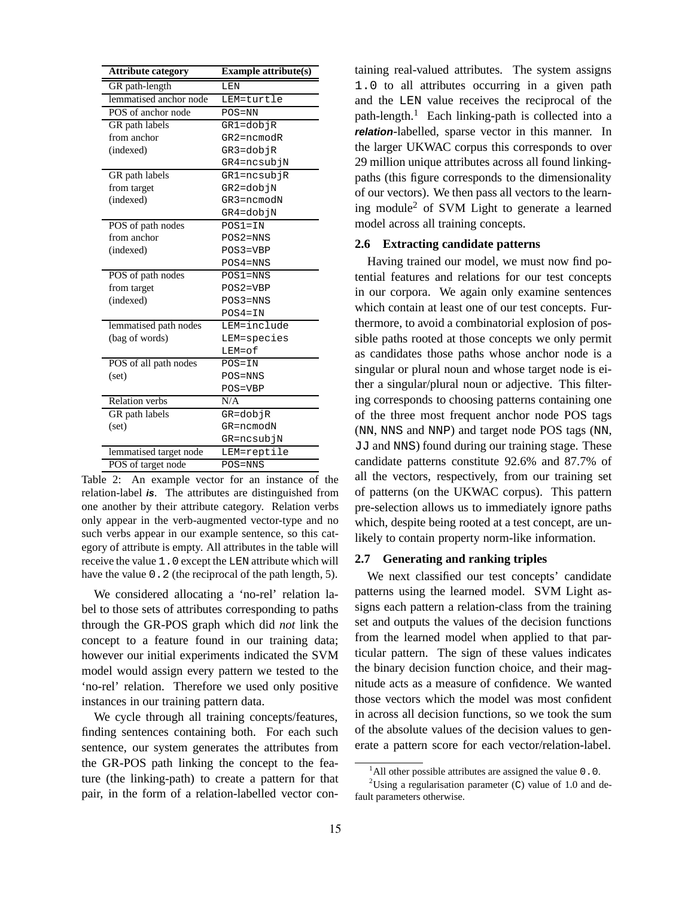| Attribute category | Example attribute(s) |
|---|---|
| GR path-length | LEN |
| lemmatised anchor node | LEM=turtle |
| POS of anchor node | POS=NN |
| GR path labels from anchor (indexed) | GR1=dobjR<br>GR2=ncmodR<br>GR3=dobjR<br>GR4=ncsubjN |
| GR path labels from target (indexed) | GR1=ncsubjR<br>GR2=dobjN<br>GR3=ncmodN<br>GR4=dobjN |
| POS of path nodes from anchor (indexed) | POS1=IN<br>POS2=NNS<br>POS3=VBP<br>POS4=NNS |
| POS of path nodes from target (indexed) | POS1=NNS<br>POS2=VBP<br>POS3=NNS<br>POS4=IN |
| lemmatised path nodes (bag of words) | LEM=include<br>LEM=species<br>LEM=of |
| POS of all path nodes (set) | POS=IN<br>POS=NNS<br>POS=VBP |
| Relation verbs | N/A |
| GR path labels (set) | GR=dobjR<br>GR=ncmodN<br>GR=ncsubjN |
| lemmatised target node | LEM=reptile |
| POS of target node | POS=NNS |

Table 2: An example vector for an instance of the relation-label ***is***. The attributes are distinguished from one another by their attribute category. Relation verbs only appear in the verb-augmented vector-type and no such verbs appear in our example sentence, so this category of attribute is empty. All attributes in the table will receive the value `1.0` except the `LEN` attribute which will have the value `0.2` (the reciprocal of the path length, 5).

We considered allocating a 'no-rel' relation label to those sets of attributes corresponding to paths through the GR-POS graph which did *not* link the concept to a feature found in our training data; however our initial experiments indicated the SVM model would assign every pattern we tested to the 'no-rel' relation. Therefore we used only positive instances in our training pattern data.

We cycle through all training concepts/features, finding sentences containing both. For each such sentence, our system generates the attributes from the GR-POS path linking the concept to the feature (the linking-path) to create a pattern for that pair, in the form of a relation-labelled vector containing real-valued attributes. The system assigns `1.0` to all attributes occurring in a given path and the `LEN` value receives the reciprocal of the path-length.[1] Each linking-path is collected into a ***relation***-labelled, sparse vector in this manner. In the larger UKWAC corpus this corresponds to over 29 million unique attributes across all found linking-paths (this figure corresponds to the dimensionality of our vectors). We then pass all vectors to the learning module[2] of SVM Light to generate a learned model across all training concepts.

### 2.6 Extracting candidate patterns

Having trained our model, we must now find potential features and relations for our test concepts in our corpora. We again only examine sentences which contain at least one of our test concepts. Furthermore, to avoid a combinatorial explosion of possible paths rooted at those concepts we only permit as candidates those paths whose anchor node is a singular or plural noun and whose target node is either a singular/plural noun or adjective. This filtering corresponds to choosing patterns containing one of the three most frequent anchor node POS tags (`NN`, `NNS` and `NNP`) and target node POS tags (`NN`, `JJ` and `NNS`) found during our training stage. These candidate patterns constitute 92.6% and 87.7% of all the vectors, respectively, from our training set of patterns (on the UKWAC corpus). This pattern pre-selection allows us to immediately ignore paths which, despite being rooted at a test concept, are unlikely to contain property norm-like information.

### 2.7 Generating and ranking triples

We next classified our test concepts' candidate patterns using the learned model. SVM Light assigns each pattern a relation-class from the training set and outputs the values of the decision functions from the learned model when applied to that particular pattern. The sign of these values indicates the binary decision function choice, and their magnitude acts as a measure of confidence. We wanted those vectors which the model was most confident in across all decision functions, so we took the sum of the absolute values of the decision values to generate a pattern score for each vector/relation-label.

[1] All other possible attributes are assigned the value `0.0`.

[2] Using a regularisation parameter (`C`) value of 1.0 and default parameters otherwise.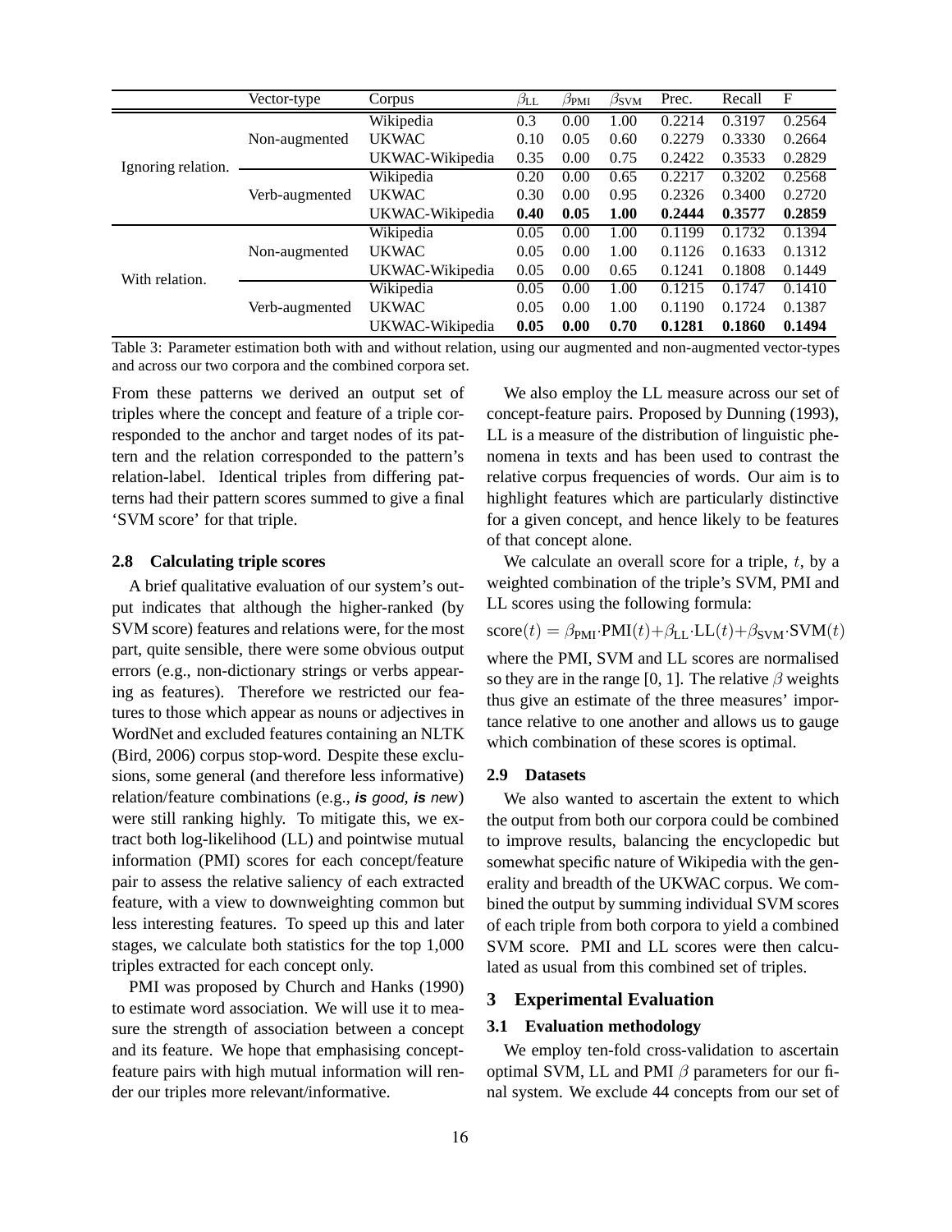| | Vector-type | Corpus | $\beta_{LL}$ | $\beta_{PMI}$ | $\beta_{SVM}$ | Prec. | Recall | F |
|---|---|---|---|---|---|---|---|---|
| Ignoring relation. | Non-augmented | Wikipedia | 0.3 | 0.00 | 1.00 | 0.2214 | 0.3197 | 0.2564 |
| | | UKWAC | 0.10 | 0.05 | 0.60 | 0.2279 | 0.3330 | 0.2664 |
| | | UKWAC-Wikipedia | 0.35 | 0.00 | 0.75 | 0.2422 | 0.3533 | 0.2829 |
| | Verb-augmented | Wikipedia | 0.20 | 0.00 | 0.65 | 0.2217 | 0.3202 | 0.2568 |
| | | UKWAC | 0.30 | 0.00 | 0.95 | 0.2326 | 0.3400 | 0.2720 |
| | | UKWAC-Wikipedia | **0.40** | **0.05** | **1.00** | **0.2444** | **0.3577** | **0.2859** |
| With relation. | Non-augmented | Wikipedia | 0.05 | 0.00 | 1.00 | 0.1199 | 0.1732 | 0.1394 |
| | | UKWAC | 0.05 | 0.00 | 1.00 | 0.1126 | 0.1633 | 0.1312 |
| | | UKWAC-Wikipedia | 0.05 | 0.00 | 0.65 | 0.1241 | 0.1808 | 0.1449 |
| | Verb-augmented | Wikipedia | 0.05 | 0.00 | 1.00 | 0.1215 | 0.1747 | 0.1410 |
| | | UKWAC | 0.05 | 0.00 | 1.00 | 0.1190 | 0.1724 | 0.1387 |
| | | UKWAC-Wikipedia | **0.05** | **0.00** | **0.70** | **0.1281** | **0.1860** | **0.1494** |

Table 3: Parameter estimation both with and without relation, using our augmented and non-augmented vector-types and across our two corpora and the combined corpora set.

From these patterns we derived an output set of triples where the concept and feature of a triple corresponded to the anchor and target nodes of its pattern and the relation corresponded to the pattern's relation-label. Identical triples from differing patterns had their pattern scores summed to give a final 'SVM score' for that triple.

### 2.8 Calculating triple scores

A brief qualitative evaluation of our system's output indicates that although the higher-ranked (by SVM score) features and relations were, for the most part, quite sensible, there were some obvious output errors (e.g., non-dictionary strings or verbs appearing as features). Therefore we restricted our features to those which appear as nouns or adjectives in WordNet and excluded features containing an NLTK (Bird, 2006) corpus stop-word. Despite these exclusions, some general (and therefore less informative) relation/feature combinations (e.g., ***is*** *good*, ***is*** *new*) were still ranking highly. To mitigate this, we extract both log-likelihood (LL) and pointwise mutual information (PMI) scores for each concept/feature pair to assess the relative saliency of each extracted feature, with a view to downweighting common but less interesting features. To speed up this and later stages, we calculate both statistics for the top 1,000 triples extracted for each concept only.

PMI was proposed by Church and Hanks (1990) to estimate word association. We will use it to measure the strength of association between a concept and its feature. We hope that emphasising concept-feature pairs with high mutual information will render our triples more relevant/informative.

We also employ the LL measure across our set of concept-feature pairs. Proposed by Dunning (1993), LL is a measure of the distribution of linguistic phenomena in texts and has been used to contrast the relative corpus frequencies of words. Our aim is to highlight features which are particularly distinctive for a given concept, and hence likely to be features of that concept alone.

We calculate an overall score for a triple, $t$, by a weighted combination of the triple's SVM, PMI and LL scores using the following formula:

$$\text{score}(t) = \beta_{\text{PMI}} \cdot \text{PMI}(t) + \beta_{\text{LL}} \cdot \text{LL}(t) + \beta_{\text{SVM}} \cdot \text{SVM}(t)$$

where the PMI, SVM and LL scores are normalised so they are in the range [0, 1]. The relative $\beta$ weights thus give an estimate of the three measures' importance relative to one another and allows us to gauge which combination of these scores is optimal.

### 2.9 Datasets

We also wanted to ascertain the extent to which the output from both our corpora could be combined to improve results, balancing the encyclopedic but somewhat specific nature of Wikipedia with the generality and breadth of the UKWAC corpus. We combined the output by summing individual SVM scores of each triple from both corpora to yield a combined SVM score. PMI and LL scores were then calculated as usual from this combined set of triples.

## 3 Experimental Evaluation

### 3.1 Evaluation methodology

We employ ten-fold cross-validation to ascertain optimal SVM, LL and PMI $\beta$ parameters for our final system. We exclude 44 concepts from our set of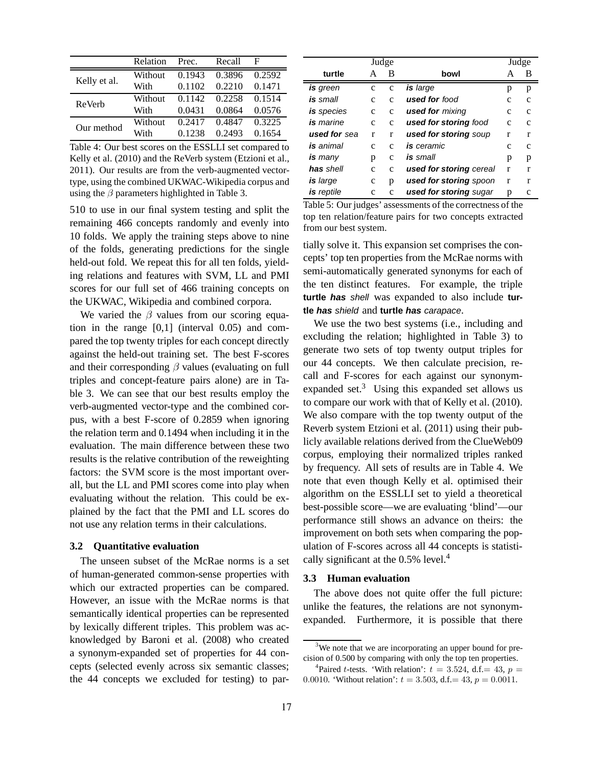| | Relation | Prec. | Recall | F |
|---|---|---|---|---|
| Kelly et al. | Without | 0.1943 | 0.3896 | 0.2592 |
| | With | 0.1102 | 0.2210 | 0.1471 |
| ReVerb | Without | 0.1142 | 0.2258 | 0.1514 |
| | With | 0.0431 | 0.0864 | 0.0576 |
| Our method | Without | 0.2417 | 0.4847 | 0.3225 |
| | With | 0.1238 | 0.2493 | 0.1654 |

Table 4: Our best scores on the ESSLLI set compared to Kelly et al. (2010) and the ReVerb system (Etzioni et al., 2011). Our results are from the verb-augmented vector-type, using the combined UKWAC-Wikipedia corpus and using the $\beta$ parameters highlighted in Table 3.

510 to use in our final system testing and split the remaining 466 concepts randomly and evenly into 10 folds. We apply the training steps above to nine of the folds, generating predictions for the single held-out fold. We repeat this for all ten folds, yielding relations and features with SVM, LL and PMI scores for our full set of 466 training concepts on the UKWAC, Wikipedia and combined corpora.

We varied the $\beta$ values from our scoring equation in the range [0,1] (interval 0.05) and compared the top twenty triples for each concept directly against the held-out training set. The best F-scores and their corresponding $\beta$ values (evaluating on full triples and concept-feature pairs alone) are in Table 3. We can see that our best results employ the verb-augmented vector-type and the combined corpus, with a best F-score of 0.2859 when ignoring the relation term and 0.1494 when including it in the evaluation. The main difference between these two results is the relative contribution of the reweighting factors: the SVM score is the most important overall, but the LL and PMI scores come into play when evaluating without the relation. This could be explained by the fact that the PMI and LL scores do not use any relation terms in their calculations.

### 3.2 Quantitative evaluation

The unseen subset of the McRae norms is a set of human-generated common-sense properties with which our extracted properties can be compared. However, an issue with the McRae norms is that semantically identical properties can be represented by lexically different triples. This problem was acknowledged by Baroni et al. (2008) who created a synonym-expanded set of properties for 44 concepts (selected evenly across six semantic classes; the 44 concepts we excluded for testing) to partially solve it. This expansion set comprises the concepts' top ten properties from the McRae norms with semi-automatically generated synonyms for each of the ten distinct features. For example, the triple **turtle** ***has*** *shell* was expanded to also include **turtle** ***has*** *shield* and **turtle** ***has*** *carapace*.

| turtle | Judge A | Judge B | bowl | Judge A | Judge B |
|---|---|---|---|---|---|
| ***is*** *green* | c | c | ***is*** *large* | p | p |
| ***is*** *small* | c | c | ***used for*** *food* | c | c |
| ***is*** *species* | c | c | ***used for*** *mixing* | c | c |
| ***is*** *marine* | c | c | ***used for storing*** *food* | c | c |
| ***used for*** *sea* | r | r | ***used for storing*** *soup* | r | r |
| ***is*** *animal* | c | c | ***is*** *ceramic* | c | c |
| ***is*** *many* | p | c | ***is*** *small* | p | p |
| ***has*** *shell* | c | c | ***used for storing*** *cereal* | r | r |
| ***is*** *large* | c | p | ***used for storing*** *spoon* | r | r |
| ***is*** *reptile* | c | c | ***used for storing*** *sugar* | p | c |

Table 5: Our judges' assessments of the correctness of the top ten relation/feature pairs for two concepts extracted from our best system.

We use the two best systems (i.e., including and excluding the relation; highlighted in Table 3) to generate two sets of top twenty output triples for our 44 concepts. We then calculate precision, recall and F-scores for each against our synonym-expanded set.[3] Using this expanded set allows us to compare our work with that of Kelly et al. (2010). We also compare with the top twenty output of the Reverb system Etzioni et al. (2011) using their publicly available relations derived from the ClueWeb09 corpus, employing their normalized triples ranked by frequency. All sets of results are in Table 4. We note that even though Kelly et al. optimised their algorithm on the ESSLLI set to yield a theoretical best-possible score—we are evaluating 'blind'—our performance still shows an advance on theirs: the improvement on both sets when comparing the population of F-scores across all 44 concepts is statistically significant at the 0.5% level.[4]

### 3.3 Human evaluation

The above does not quite offer the full picture: unlike the features, the relations are not synonym-expanded. Furthermore, it is possible that there

[3] We note that we are incorporating an upper bound for precision of 0.500 by comparing with only the top ten properties.

[4] Paired $t$-tests. 'With relation': $t = 3.524$, d.f.$= 43$, $p = 0.0010$. 'Without relation': $t = 3.503$, d.f.$= 43$, $p = 0.0011$.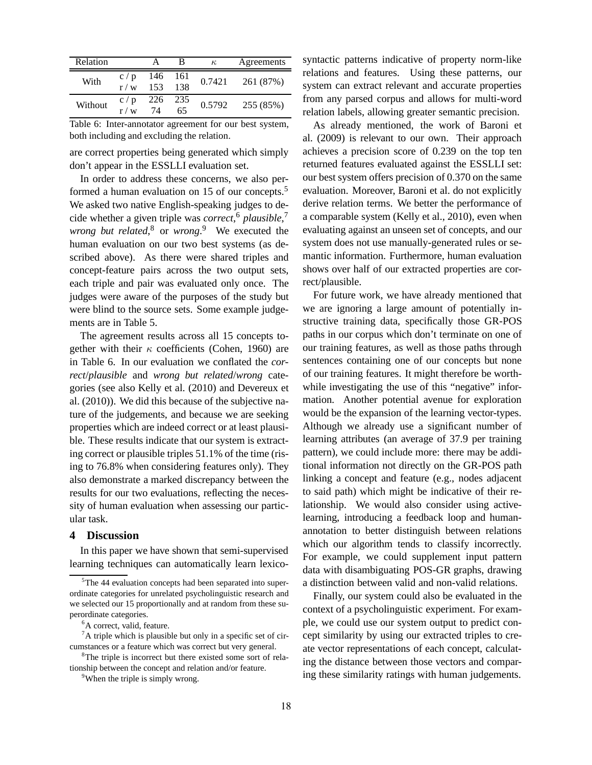| Relation | | A | B | $\kappa$ | Agreements |
|---|---|---|---|---|---|
| With | c / p | 146 | 161 | 0.7421 | 261 (87%) |
| | r / w | 153 | 138 | | |
| Without | c / p | 226 | 235 | 0.5792 | 255 (85%) |
| | r / w | 74 | 65 | | |

Table 6: Inter-annotator agreement for our best system, both including and excluding the relation.

are correct properties being generated which simply don't appear in the ESSLLI evaluation set.

In order to address these concerns, we also performed a human evaluation on 15 of our concepts.[5] We asked two native English-speaking judges to decide whether a given triple was *correct*,[6] *plausible*,[7] *wrong but related*,[8] or *wrong*.[9] We executed the human evaluation on our two best systems (as described above). As there were shared triples and concept-feature pairs across the two output sets, each triple and pair was evaluated only once. The judges were aware of the purposes of the study but were blind to the source sets. Some example judgements are in Table 5.

The agreement results across all 15 concepts together with their $\kappa$ coefficients (Cohen, 1960) are in Table 6. In our evaluation we conflated the *correct*/*plausible* and *wrong but related*/*wrong* categories (see also Kelly et al. (2010) and Devereux et al. (2010)). We did this because of the subjective nature of the judgements, and because we are seeking properties which are indeed correct or at least plausible. These results indicate that our system is extracting correct or plausible triples 51.1% of the time (rising to 76.8% when considering features only). They also demonstrate a marked discrepancy between the results for our two evaluations, reflecting the necessity of human evaluation when assessing our particular task.

## 4 Discussion

In this paper we have shown that semi-supervised learning techniques can automatically learn lexico-syntactic patterns indicative of property norm-like relations and features. Using these patterns, our system can extract relevant and accurate properties from any parsed corpus and allows for multi-word relation labels, allowing greater semantic precision.

As already mentioned, the work of Baroni et al. (2009) is relevant to our own. Their approach achieves a precision score of 0.239 on the top ten returned features evaluated against the ESSLLI set: our best system offers precision of 0.370 on the same evaluation. Moreover, Baroni et al. do not explicitly derive relation terms. We better the performance of a comparable system (Kelly et al., 2010), even when evaluating against an unseen set of concepts, and our system does not use manually-generated rules or semantic information. Furthermore, human evaluation shows over half of our extracted properties are correct/plausible.

For future work, we have already mentioned that we are ignoring a large amount of potentially instructive training data, specifically those GR-POS paths in our corpus which don't terminate on one of our training features, as well as those paths through sentences containing one of our concepts but none of our training features. It might therefore be worthwhile investigating the use of this "negative" information. Another potential avenue for exploration would be the expansion of the learning vector-types. Although we already use a significant number of learning attributes (an average of 37.9 per training pattern), we could include more: there may be additional information not directly on the GR-POS path linking a concept and feature (e.g., nodes adjacent to said path) which might be indicative of their relationship. We would also consider using active-learning, introducing a feedback loop and human-annotation to better distinguish between relations which our algorithm tends to classify incorrectly. For example, we could supplement input pattern data with disambiguating POS-GR graphs, drawing a distinction between valid and non-valid relations.

Finally, our system could also be evaluated in the context of a psycholinguistic experiment. For example, we could use our system output to predict concept similarity by using our extracted triples to create vector representations of each concept, calculating the distance between those vectors and comparing these similarity ratings with human judgements.

[5] The 44 evaluation concepts had been separated into superordinate categories for unrelated psycholinguistic research and we selected our 15 proportionally and at random from these superordinate categories.

[6] A correct, valid, feature.

[7] A triple which is plausible but only in a specific set of circumstances or a feature which was correct but very general.

[8] The triple is incorrect but there existed some sort of relationship between the concept and relation and/or feature.

[9] When the triple is simply wrong.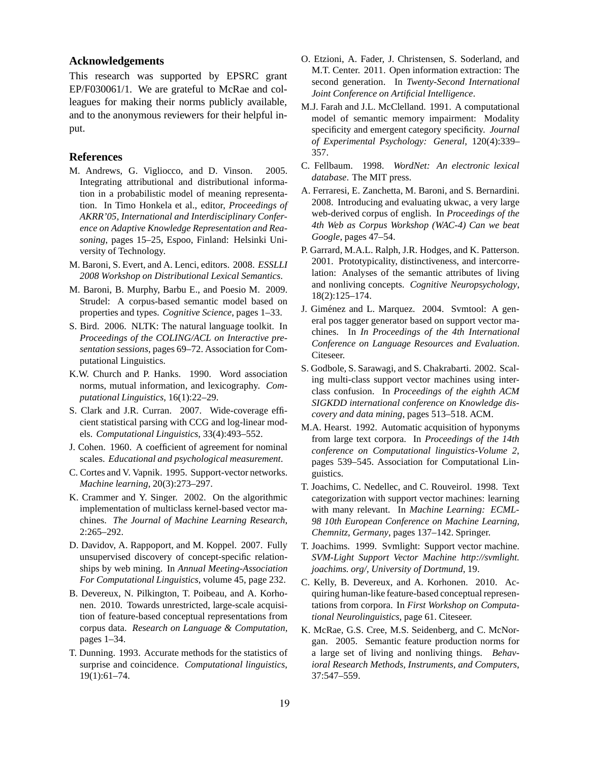## Acknowledgements

This research was supported by EPSRC grant EP/F030061/1. We are grateful to McRae and colleagues for making their norms publicly available, and to the anonymous reviewers for their helpful input.

## References

M. Andrews, G. Vigliocco, and D. Vinson. 2005. Integrating attributional and distributional information in a probabilistic model of meaning representation. In Timo Honkela et al., editor, *Proceedings of AKRR'05, International and Interdisciplinary Conference on Adaptive Knowledge Representation and Reasoning*, pages 15–25, Espoo, Finland: Helsinki University of Technology.

M. Baroni, S. Evert, and A. Lenci, editors. 2008. *ESSLLI 2008 Workshop on Distributional Lexical Semantics*.

M. Baroni, B. Murphy, Barbu E., and Poesio M. 2009. Strudel: A corpus-based semantic model based on properties and types. *Cognitive Science*, pages 1–33.

S. Bird. 2006. NLTK: The natural language toolkit. In *Proceedings of the COLING/ACL on Interactive presentation sessions*, pages 69–72. Association for Computational Linguistics.

K.W. Church and P. Hanks. 1990. Word association norms, mutual information, and lexicography. *Computational Linguistics*, 16(1):22–29.

S. Clark and J.R. Curran. 2007. Wide-coverage efficient statistical parsing with CCG and log-linear models. *Computational Linguistics*, 33(4):493–552.

J. Cohen. 1960. A coefficient of agreement for nominal scales. *Educational and psychological measurement*.

C. Cortes and V. Vapnik. 1995. Support-vector networks. *Machine learning*, 20(3):273–297.

K. Crammer and Y. Singer. 2002. On the algorithmic implementation of multiclass kernel-based vector machines. *The Journal of Machine Learning Research*, 2:265–292.

D. Davidov, A. Rappoport, and M. Koppel. 2007. Fully unsupervised discovery of concept-specific relationships by web mining. In *Annual Meeting-Association For Computational Linguistics*, volume 45, page 232.

B. Devereux, N. Pilkington, T. Poibeau, and A. Korhonen. 2010. Towards unrestricted, large-scale acquisition of feature-based conceptual representations from corpus data. *Research on Language & Computation*, pages 1–34.

T. Dunning. 1993. Accurate methods for the statistics of surprise and coincidence. *Computational linguistics*, 19(1):61–74.

O. Etzioni, A. Fader, J. Christensen, S. Soderland, and M.T. Center. 2011. Open information extraction: The second generation. In *Twenty-Second International Joint Conference on Artificial Intelligence*.

M.J. Farah and J.L. McClelland. 1991. A computational model of semantic memory impairment: Modality specificity and emergent category specificity. *Journal of Experimental Psychology: General*, 120(4):339–357.

C. Fellbaum. 1998. *WordNet: An electronic lexical database*. The MIT press.

A. Ferraresi, E. Zanchetta, M. Baroni, and S. Bernardini. 2008. Introducing and evaluating ukwac, a very large web-derived corpus of english. In *Proceedings of the 4th Web as Corpus Workshop (WAC-4) Can we beat Google*, pages 47–54.

P. Garrard, M.A.L. Ralph, J.R. Hodges, and K. Patterson. 2001. Prototypicality, distinctiveness, and intercorrelation: Analyses of the semantic attributes of living and nonliving concepts. *Cognitive Neuropsychology*, 18(2):125–174.

J. Giménez and L. Marquez. 2004. Svmtool: A general pos tagger generator based on support vector machines. In *In Proceedings of the 4th International Conference on Language Resources and Evaluation*. Citeseer.

S. Godbole, S. Sarawagi, and S. Chakrabarti. 2002. Scaling multi-class support vector machines using interclass confusion. In *Proceedings of the eighth ACM SIGKDD international conference on Knowledge discovery and data mining*, pages 513–518. ACM.

M.A. Hearst. 1992. Automatic acquisition of hyponyms from large text corpora. In *Proceedings of the 14th conference on Computational linguistics-Volume 2*, pages 539–545. Association for Computational Linguistics.

T. Joachims, C. Nedellec, and C. Rouveirol. 1998. Text categorization with support vector machines: learning with many relevant. In *Machine Learning: ECML-98 10th European Conference on Machine Learning, Chemnitz, Germany*, pages 137–142. Springer.

T. Joachims. 1999. Svmlight: Support vector machine. *SVM-Light Support Vector Machine http://svmlight.joachims.org/, University of Dortmund*, 19.

C. Kelly, B. Devereux, and A. Korhonen. 2010. Acquiring human-like feature-based conceptual representations from corpora. In *First Workshop on Computational Neurolinguistics*, page 61. Citeseer.

K. McRae, G.S. Cree, M.S. Seidenberg, and C. McNorgan. 2005. Semantic feature production norms for a large set of living and nonliving things. *Behavioral Research Methods, Instruments, and Computers*, 37:547–559.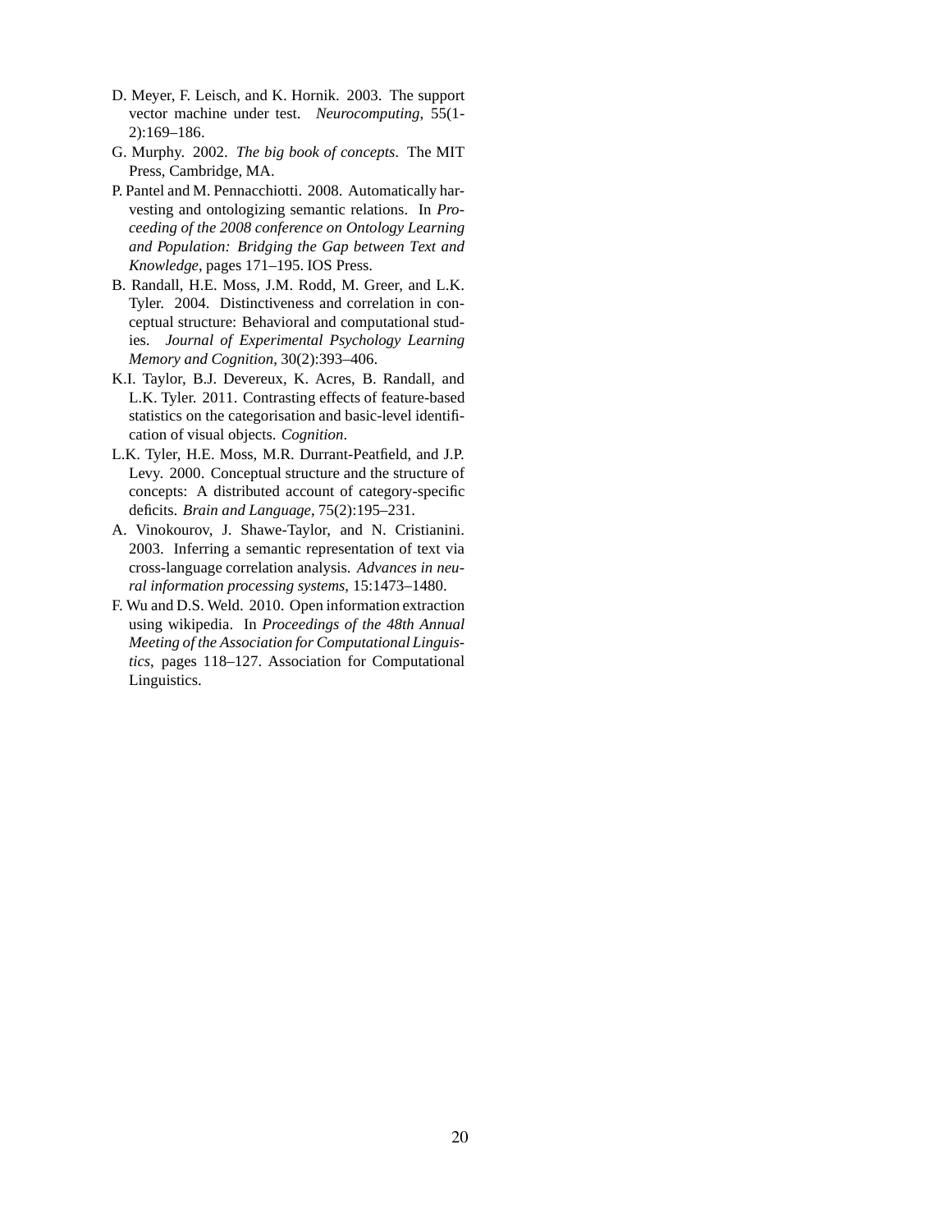D. Meyer, F. Leisch, and K. Hornik. 2003. The support vector machine under test. *Neurocomputing*, 55(1-2):169–186.

G. Murphy. 2002. *The big book of concepts*. The MIT Press, Cambridge, MA.

P. Pantel and M. Pennacchiotti. 2008. Automatically harvesting and ontologizing semantic relations. In *Proceeding of the 2008 conference on Ontology Learning and Population: Bridging the Gap between Text and Knowledge*, pages 171–195. IOS Press.

B. Randall, H.E. Moss, J.M. Rodd, M. Greer, and L.K. Tyler. 2004. Distinctiveness and correlation in conceptual structure: Behavioral and computational studies. *Journal of Experimental Psychology Learning Memory and Cognition*, 30(2):393–406.

K.I. Taylor, B.J. Devereux, K. Acres, B. Randall, and L.K. Tyler. 2011. Contrasting effects of feature-based statistics on the categorisation and basic-level identification of visual objects. *Cognition*.

L.K. Tyler, H.E. Moss, M.R. Durrant-Peatfield, and J.P. Levy. 2000. Conceptual structure and the structure of concepts: A distributed account of category-specific deficits. *Brain and Language*, 75(2):195–231.

A. Vinokourov, J. Shawe-Taylor, and N. Cristianini. 2003. Inferring a semantic representation of text via cross-language correlation analysis. *Advances in neural information processing systems*, 15:1473–1480.

F. Wu and D.S. Weld. 2010. Open information extraction using wikipedia. In *Proceedings of the 48th Annual Meeting of the Association for Computational Linguistics*, pages 118–127. Association for Computational Linguistics.